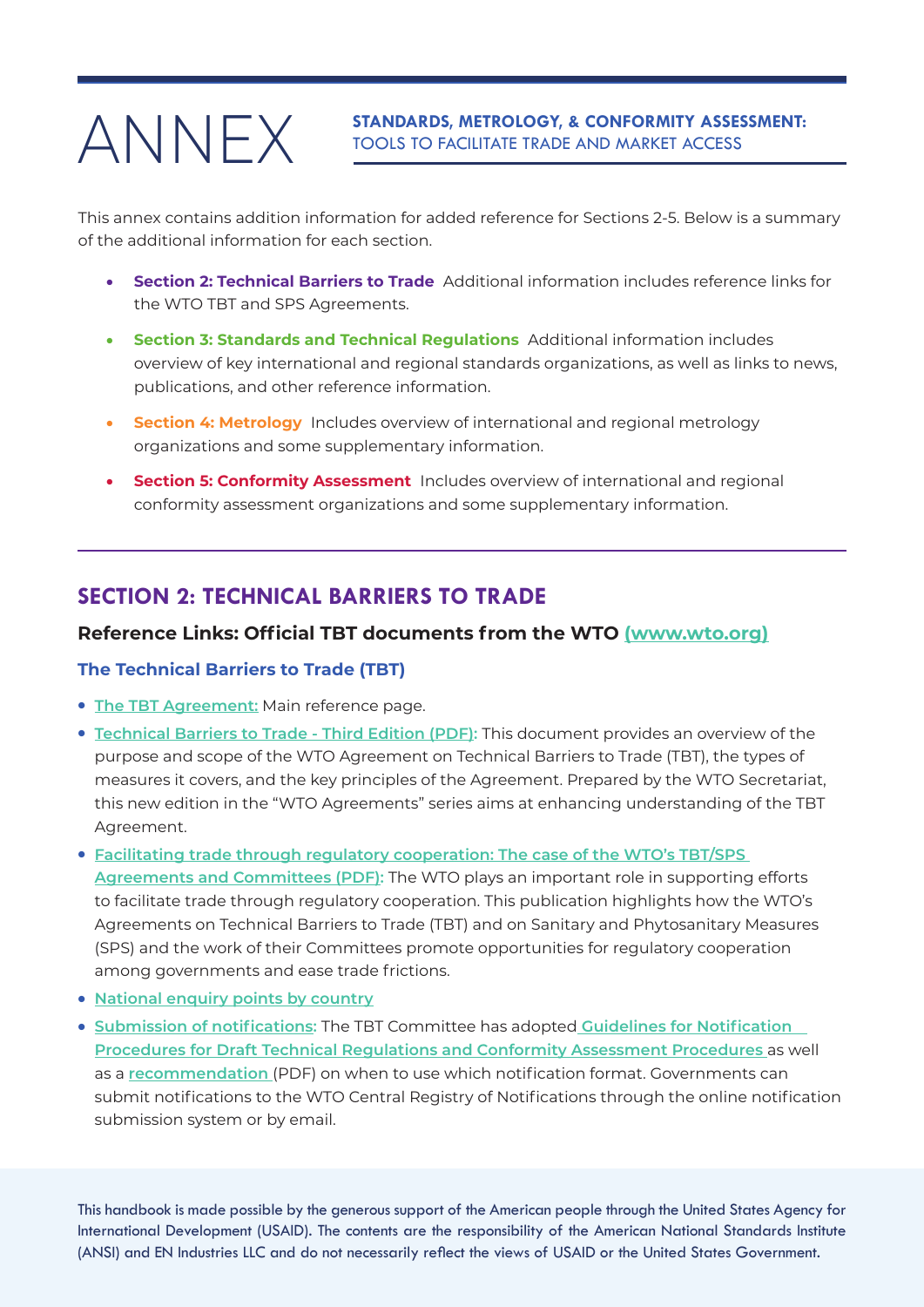# ANNEX

**STANDARDS, METROLOGY, & CONFORMITY ASSESSMENT:**
TOOLS TO FACILITATE TRADE AND MARKET ACCESS

This annex contains addition information for added reference for Sections 2-5. Below is a summary of the additional information for each section.

- **Section 2: Technical Barriers to Trade** Additional information includes reference links for the WTO TBT and SPS Agreements.
- **Section 3: Standards and Technical Regulations** Additional information includes overview of key international and regional standards organizations, as well as links to news, publications, and other reference information.
- **Section 4: Metrology** Includes overview of international and regional metrology organizations and some supplementary information.
- **Section 5: Conformity Assessment** Includes overview of international and regional conformity assessment organizations and some supplementary information.

## SECTION 2: TECHNICAL BARRIERS TO TRADE

### Reference Links: Official TBT documents from the WTO (www.wto.org)

#### The Technical Barriers to Trade (TBT)

- **The TBT Agreement:** Main reference page.
- **Technical Barriers to Trade - Third Edition (PDF):** This document provides an overview of the purpose and scope of the WTO Agreement on Technical Barriers to Trade (TBT), the types of measures it covers, and the key principles of the Agreement. Prepared by the WTO Secretariat, this new edition in the "WTO Agreements" series aims at enhancing understanding of the TBT Agreement.
- **Facilitating trade through regulatory cooperation: The case of the WTO's TBT/SPS Agreements and Committees (PDF):** The WTO plays an important role in supporting efforts to facilitate trade through regulatory cooperation. This publication highlights how the WTO's Agreements on Technical Barriers to Trade (TBT) and on Sanitary and Phytosanitary Measures (SPS) and the work of their Committees promote opportunities for regulatory cooperation among governments and ease trade frictions.
- **National enquiry points by country**
- **Submission of notifications:** The TBT Committee has adopted **Guidelines for Notification Procedures for Draft Technical Regulations and Conformity Assessment Procedures** as well as a **recommendation** (PDF) on when to use which notification format. Governments can submit notifications to the WTO Central Registry of Notifications through the online notification submission system or by email.

This handbook is made possible by the generous support of the American people through the United States Agency for International Development (USAID). The contents are the responsibility of the American National Standards Institute (ANSI) and EN Industries LLC and do not necessarily reflect the views of USAID or the United States Government.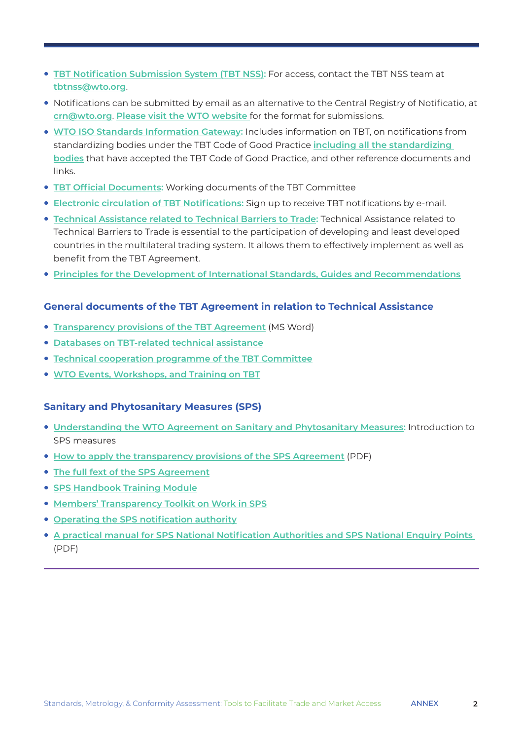- **TBT Notification Submission System (TBT NSS):** For access, contact the TBT NSS team at **tbtnss@wto.org**.
- Notifications can be submitted by email as an alternative to the Central Registry of Notificatio, at **crn@wto.org**. **Please visit the WTO website** for the format for submissions.
- **WTO ISO Standards Information Gateway:** Includes information on TBT, on notifications from standardizing bodies under the TBT Code of Good Practice **including all the standardizing bodies** that have accepted the TBT Code of Good Practice, and other reference documents and links.
- **TBT Official Documents:** Working documents of the TBT Committee
- **Electronic circulation of TBT Notifications:** Sign up to receive TBT notifications by e-mail.
- **Technical Assistance related to Technical Barriers to Trade:** Technical Assistance related to Technical Barriers to Trade is essential to the participation of developing and least developed countries in the multilateral trading system. It allows them to effectively implement as well as benefit from the TBT Agreement.
- **Principles for the Development of International Standards, Guides and Recommendations**

### General documents of the TBT Agreement in relation to Technical Assistance

- **Transparency provisions of the TBT Agreement** (MS Word)
- **Databases on TBT-related technical assistance**
- **Technical cooperation programme of the TBT Committee**
- **WTO Events, Workshops, and Training on TBT**

### Sanitary and Phytosanitary Measures (SPS)

- **Understanding the WTO Agreement on Sanitary and Phytosanitary Measures:** Introduction to SPS measures
- **How to apply the transparency provisions of the SPS Agreement** (PDF)
- **The full fext of the SPS Agreement**
- **SPS Handbook Training Module**
- **Members' Transparency Toolkit on Work in SPS**
- **Operating the SPS notification authority**
- **A practical manual for SPS National Notification Authorities and SPS National Enquiry Points** (PDF)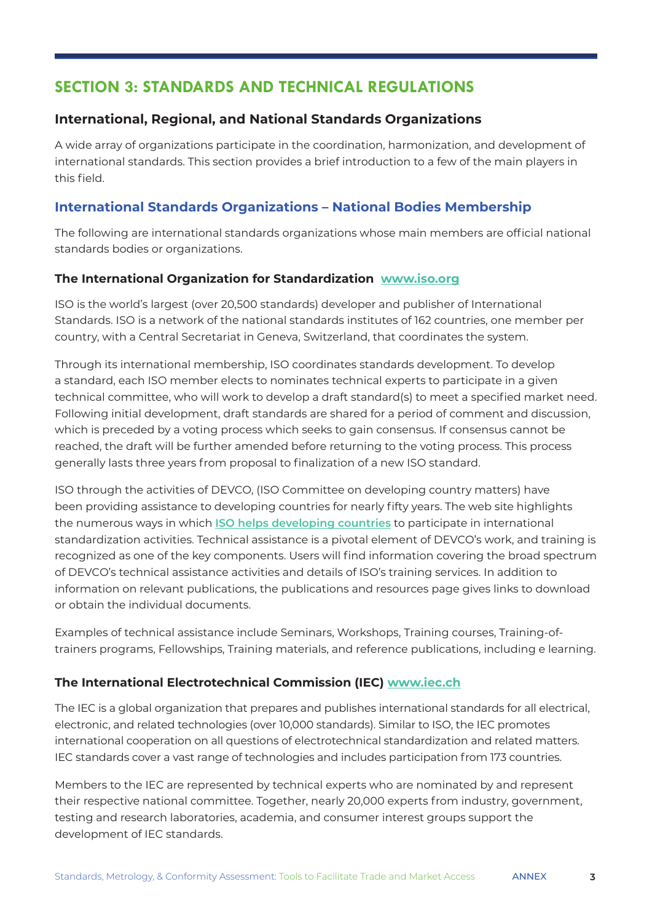## SECTION 3: STANDARDS AND TECHNICAL REGULATIONS

### International, Regional, and National Standards Organizations

A wide array of organizations participate in the coordination, harmonization, and development of international standards. This section provides a brief introduction to a few of the main players in this field.

### International Standards Organizations – National Bodies Membership

The following are international standards organizations whose main members are official national standards bodies or organizations.

#### The International Organization for Standardization www.iso.org

ISO is the world's largest (over 20,500 standards) developer and publisher of International Standards. ISO is a network of the national standards institutes of 162 countries, one member per country, with a Central Secretariat in Geneva, Switzerland, that coordinates the system.

Through its international membership, ISO coordinates standards development. To develop a standard, each ISO member elects to nominates technical experts to participate in a given technical committee, who will work to develop a draft standard(s) to meet a specified market need. Following initial development, draft standards are shared for a period of comment and discussion, which is preceded by a voting process which seeks to gain consensus. If consensus cannot be reached, the draft will be further amended before returning to the voting process. This process generally lasts three years from proposal to finalization of a new ISO standard.

ISO through the activities of DEVCO, (ISO Committee on developing country matters) have been providing assistance to developing countries for nearly fifty years. The web site highlights the numerous ways in which ISO helps developing countries to participate in international standardization activities. Technical assistance is a pivotal element of DEVCO's work, and training is recognized as one of the key components. Users will find information covering the broad spectrum of DEVCO's technical assistance activities and details of ISO's training services. In addition to information on relevant publications, the publications and resources page gives links to download or obtain the individual documents.

Examples of technical assistance include Seminars, Workshops, Training courses, Training-of-trainers programs, Fellowships, Training materials, and reference publications, including e learning.

#### The International Electrotechnical Commission (IEC) www.iec.ch

The IEC is a global organization that prepares and publishes international standards for all electrical, electronic, and related technologies (over 10,000 standards). Similar to ISO, the IEC promotes international cooperation on all questions of electrotechnical standardization and related matters. IEC standards cover a vast range of technologies and includes participation from 173 countries.

Members to the IEC are represented by technical experts who are nominated by and represent their respective national committee. Together, nearly 20,000 experts from industry, government, testing and research laboratories, academia, and consumer interest groups support the development of IEC standards.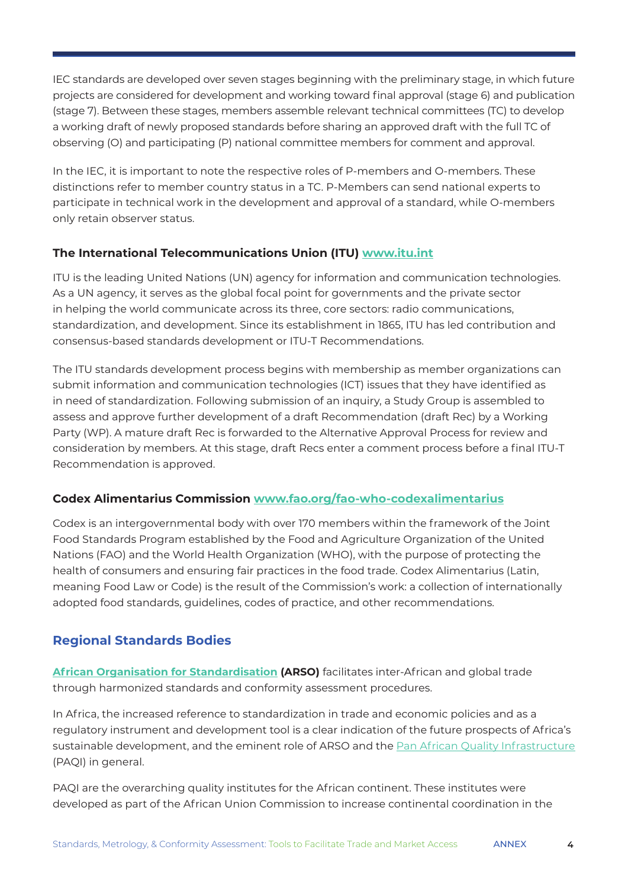IEC standards are developed over seven stages beginning with the preliminary stage, in which future projects are considered for development and working toward final approval (stage 6) and publication (stage 7). Between these stages, members assemble relevant technical committees (TC) to develop a working draft of newly proposed standards before sharing an approved draft with the full TC of observing (O) and participating (P) national committee members for comment and approval.

In the IEC, it is important to note the respective roles of P-members and O-members. These distinctions refer to member country status in a TC. P-Members can send national experts to participate in technical work in the development and approval of a standard, while O-members only retain observer status.

### The International Telecommunications Union (ITU) [www.itu.int](www.itu.int)

ITU is the leading United Nations (UN) agency for information and communication technologies. As a UN agency, it serves as the global focal point for governments and the private sector in helping the world communicate across its three, core sectors: radio communications, standardization, and development. Since its establishment in 1865, ITU has led contribution and consensus-based standards development or ITU-T Recommendations.

The ITU standards development process begins with membership as member organizations can submit information and communication technologies (ICT) issues that they have identified as in need of standardization. Following submission of an inquiry, a Study Group is assembled to assess and approve further development of a draft Recommendation (draft Rec) by a Working Party (WP). A mature draft Rec is forwarded to the Alternative Approval Process for review and consideration by members. At this stage, draft Recs enter a comment process before a final ITU-T Recommendation is approved.

### Codex Alimentarius Commission [www.fao.org/fao-who-codexalimentarius](www.fao.org/fao-who-codexalimentarius)

Codex is an intergovernmental body with over 170 members within the framework of the Joint Food Standards Program established by the Food and Agriculture Organization of the United Nations (FAO) and the World Health Organization (WHO), with the purpose of protecting the health of consumers and ensuring fair practices in the food trade. Codex Alimentarius (Latin, meaning Food Law or Code) is the result of the Commission's work: a collection of internationally adopted food standards, guidelines, codes of practice, and other recommendations.

## Regional Standards Bodies

**African Organisation for Standardisation (ARSO)** facilitates inter-African and global trade through harmonized standards and conformity assessment procedures.

In Africa, the increased reference to standardization in trade and economic policies and as a regulatory instrument and development tool is a clear indication of the future prospects of Africa's sustainable development, and the eminent role of ARSO and the Pan African Quality Infrastructure (PAQI) in general.

PAQI are the overarching quality institutes for the African continent. These institutes were developed as part of the African Union Commission to increase continental coordination in the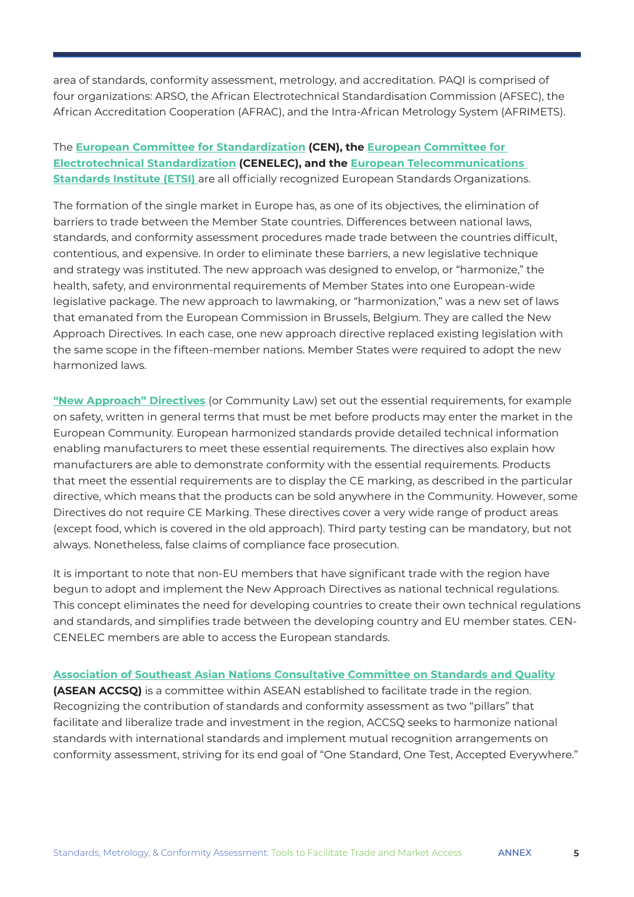area of standards, conformity assessment, metrology, and accreditation. PAQI is comprised of four organizations: ARSO, the African Electrotechnical Standardisation Commission (AFSEC), the African Accreditation Cooperation (AFRAC), and the Intra-African Metrology System (AFRIMETS).

The **European Committee for Standardization (CEN), the European Committee for Electrotechnical Standardization (CENELEC), and the European Telecommunications Standards Institute (ETSI)** are all officially recognized European Standards Organizations.

The formation of the single market in Europe has, as one of its objectives, the elimination of barriers to trade between the Member State countries. Differences between national laws, standards, and conformity assessment procedures made trade between the countries difficult, contentious, and expensive. In order to eliminate these barriers, a new legislative technique and strategy was instituted. The new approach was designed to envelop, or "harmonize," the health, safety, and environmental requirements of Member States into one European-wide legislative package. The new approach to lawmaking, or "harmonization," was a new set of laws that emanated from the European Commission in Brussels, Belgium. They are called the New Approach Directives. In each case, one new approach directive replaced existing legislation with the same scope in the fifteen-member nations. Member States were required to adopt the new harmonized laws.

**"New Approach" Directives** (or Community Law) set out the essential requirements, for example on safety, written in general terms that must be met before products may enter the market in the European Community. European harmonized standards provide detailed technical information enabling manufacturers to meet these essential requirements. The directives also explain how manufacturers are able to demonstrate conformity with the essential requirements. Products that meet the essential requirements are to display the CE marking, as described in the particular directive, which means that the products can be sold anywhere in the Community. However, some Directives do not require CE Marking. These directives cover a very wide range of product areas (except food, which is covered in the old approach). Third party testing can be mandatory, but not always. Nonetheless, false claims of compliance face prosecution.

It is important to note that non-EU members that have significant trade with the region have begun to adopt and implement the New Approach Directives as national technical regulations. This concept eliminates the need for developing countries to create their own technical regulations and standards, and simplifies trade between the developing country and EU member states. CEN-CENELEC members are able to access the European standards.

**Association of Southeast Asian Nations Consultative Committee on Standards and Quality (ASEAN ACCSQ)** is a committee within ASEAN established to facilitate trade in the region. Recognizing the contribution of standards and conformity assessment as two "pillars" that facilitate and liberalize trade and investment in the region, ACCSQ seeks to harmonize national standards with international standards and implement mutual recognition arrangements on conformity assessment, striving for its end goal of "One Standard, One Test, Accepted Everywhere."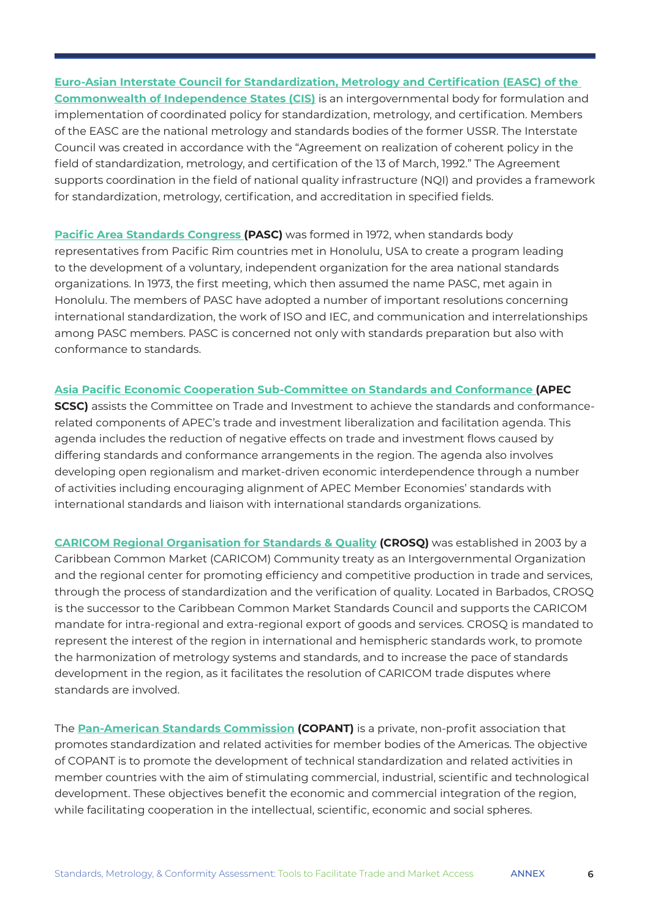**Euro-Asian Interstate Council for Standardization, Metrology and Certification (EASC) of the Commonwealth of Independence States (CIS)** is an intergovernmental body for formulation and implementation of coordinated policy for standardization, metrology, and certification. Members of the EASC are the national metrology and standards bodies of the former USSR. The Interstate Council was created in accordance with the "Agreement on realization of coherent policy in the field of standardization, metrology, and certification of the 13 of March, 1992." The Agreement supports coordination in the field of national quality infrastructure (NQI) and provides a framework for standardization, metrology, certification, and accreditation in specified fields.

**Pacific Area Standards Congress (PASC)** was formed in 1972, when standards body representatives from Pacific Rim countries met in Honolulu, USA to create a program leading to the development of a voluntary, independent organization for the area national standards organizations. In 1973, the first meeting, which then assumed the name PASC, met again in Honolulu. The members of PASC have adopted a number of important resolutions concerning international standardization, the work of ISO and IEC, and communication and interrelationships among PASC members. PASC is concerned not only with standards preparation but also with conformance to standards.

**Asia Pacific Economic Cooperation Sub-Committee on Standards and Conformance (APEC SCSC)** assists the Committee on Trade and Investment to achieve the standards and conformance-related components of APEC's trade and investment liberalization and facilitation agenda. This agenda includes the reduction of negative effects on trade and investment flows caused by differing standards and conformance arrangements in the region. The agenda also involves developing open regionalism and market-driven economic interdependence through a number of activities including encouraging alignment of APEC Member Economies' standards with international standards and liaison with international standards organizations.

**CARICOM Regional Organisation for Standards & Quality (CROSQ)** was established in 2003 by a Caribbean Common Market (CARICOM) Community treaty as an Intergovernmental Organization and the regional center for promoting efficiency and competitive production in trade and services, through the process of standardization and the verification of quality. Located in Barbados, CROSQ is the successor to the Caribbean Common Market Standards Council and supports the CARICOM mandate for intra-regional and extra-regional export of goods and services. CROSQ is mandated to represent the interest of the region in international and hemispheric standards work, to promote the harmonization of metrology systems and standards, and to increase the pace of standards development in the region, as it facilitates the resolution of CARICOM trade disputes where standards are involved.

The **Pan-American Standards Commission (COPANT)** is a private, non-profit association that promotes standardization and related activities for member bodies of the Americas. The objective of COPANT is to promote the development of technical standardization and related activities in member countries with the aim of stimulating commercial, industrial, scientific and technological development. These objectives benefit the economic and commercial integration of the region, while facilitating cooperation in the intellectual, scientific, economic and social spheres.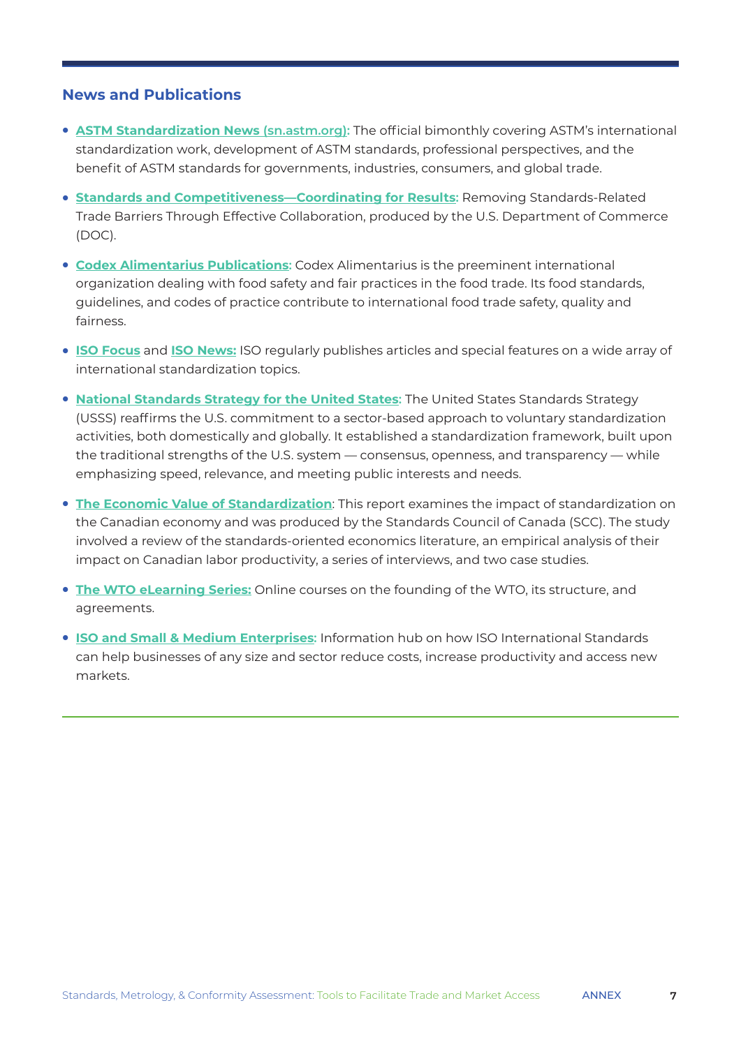## News and Publications

- **ASTM Standardization News (sn.astm.org):** The official bimonthly covering ASTM's international standardization work, development of ASTM standards, professional perspectives, and the benefit of ASTM standards for governments, industries, consumers, and global trade.
- **Standards and Competitiveness—Coordinating for Results:** Removing Standards-Related Trade Barriers Through Effective Collaboration, produced by the U.S. Department of Commerce (DOC).
- **Codex Alimentarius Publications:** Codex Alimentarius is the preeminent international organization dealing with food safety and fair practices in the food trade. Its food standards, guidelines, and codes of practice contribute to international food trade safety, quality and fairness.
- **ISO Focus** and **ISO News:** ISO regularly publishes articles and special features on a wide array of international standardization topics.
- **National Standards Strategy for the United States:** The United States Standards Strategy (USSS) reaffirms the U.S. commitment to a sector-based approach to voluntary standardization activities, both domestically and globally. It established a standardization framework, built upon the traditional strengths of the U.S. system — consensus, openness, and transparency — while emphasizing speed, relevance, and meeting public interests and needs.
- **The Economic Value of Standardization**: This report examines the impact of standardization on the Canadian economy and was produced by the Standards Council of Canada (SCC). The study involved a review of the standards-oriented economics literature, an empirical analysis of their impact on Canadian labor productivity, a series of interviews, and two case studies.
- **The WTO eLearning Series:** Online courses on the founding of the WTO, its structure, and agreements.
- **ISO and Small & Medium Enterprises:** Information hub on how ISO International Standards can help businesses of any size and sector reduce costs, increase productivity and access new markets.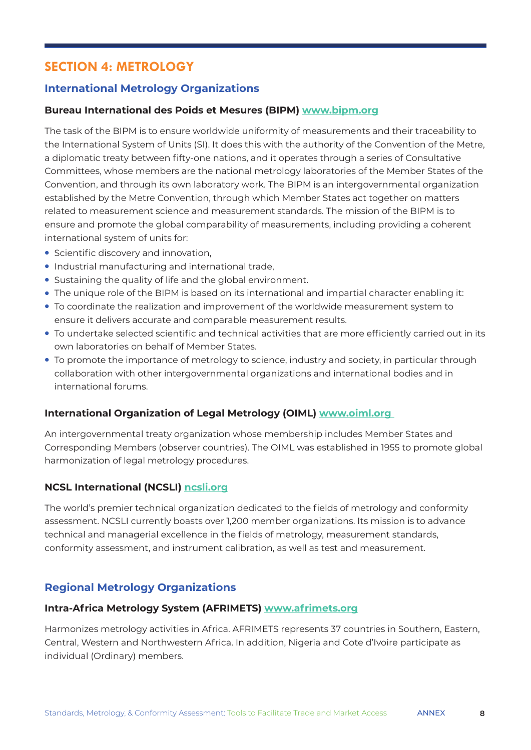## SECTION 4: METROLOGY

### International Metrology Organizations

#### Bureau International des Poids et Mesures (BIPM) www.bipm.org

The task of the BIPM is to ensure worldwide uniformity of measurements and their traceability to the International System of Units (SI). It does this with the authority of the Convention of the Metre, a diplomatic treaty between fifty-one nations, and it operates through a series of Consultative Committees, whose members are the national metrology laboratories of the Member States of the Convention, and through its own laboratory work. The BIPM is an intergovernmental organization established by the Metre Convention, through which Member States act together on matters related to measurement science and measurement standards. The mission of the BIPM is to ensure and promote the global comparability of measurements, including providing a coherent international system of units for:

- Scientific discovery and innovation,
- Industrial manufacturing and international trade,
- Sustaining the quality of life and the global environment.
- The unique role of the BIPM is based on its international and impartial character enabling it:
- To coordinate the realization and improvement of the worldwide measurement system to ensure it delivers accurate and comparable measurement results.
- To undertake selected scientific and technical activities that are more efficiently carried out in its own laboratories on behalf of Member States.
- To promote the importance of metrology to science, industry and society, in particular through collaboration with other intergovernmental organizations and international bodies and in international forums.

#### International Organization of Legal Metrology (OIML) www.oiml.org

An intergovernmental treaty organization whose membership includes Member States and Corresponding Members (observer countries). The OIML was established in 1955 to promote global harmonization of legal metrology procedures.

#### NCSL International (NCSLI) ncsli.org

The world's premier technical organization dedicated to the fields of metrology and conformity assessment. NCSLI currently boasts over 1,200 member organizations. Its mission is to advance technical and managerial excellence in the fields of metrology, measurement standards, conformity assessment, and instrument calibration, as well as test and measurement.

### Regional Metrology Organizations

#### Intra-Africa Metrology System (AFRIMETS) www.afrimets.org

Harmonizes metrology activities in Africa. AFRIMETS represents 37 countries in Southern, Eastern, Central, Western and Northwestern Africa. In addition, Nigeria and Cote d'Ivoire participate as individual (Ordinary) members.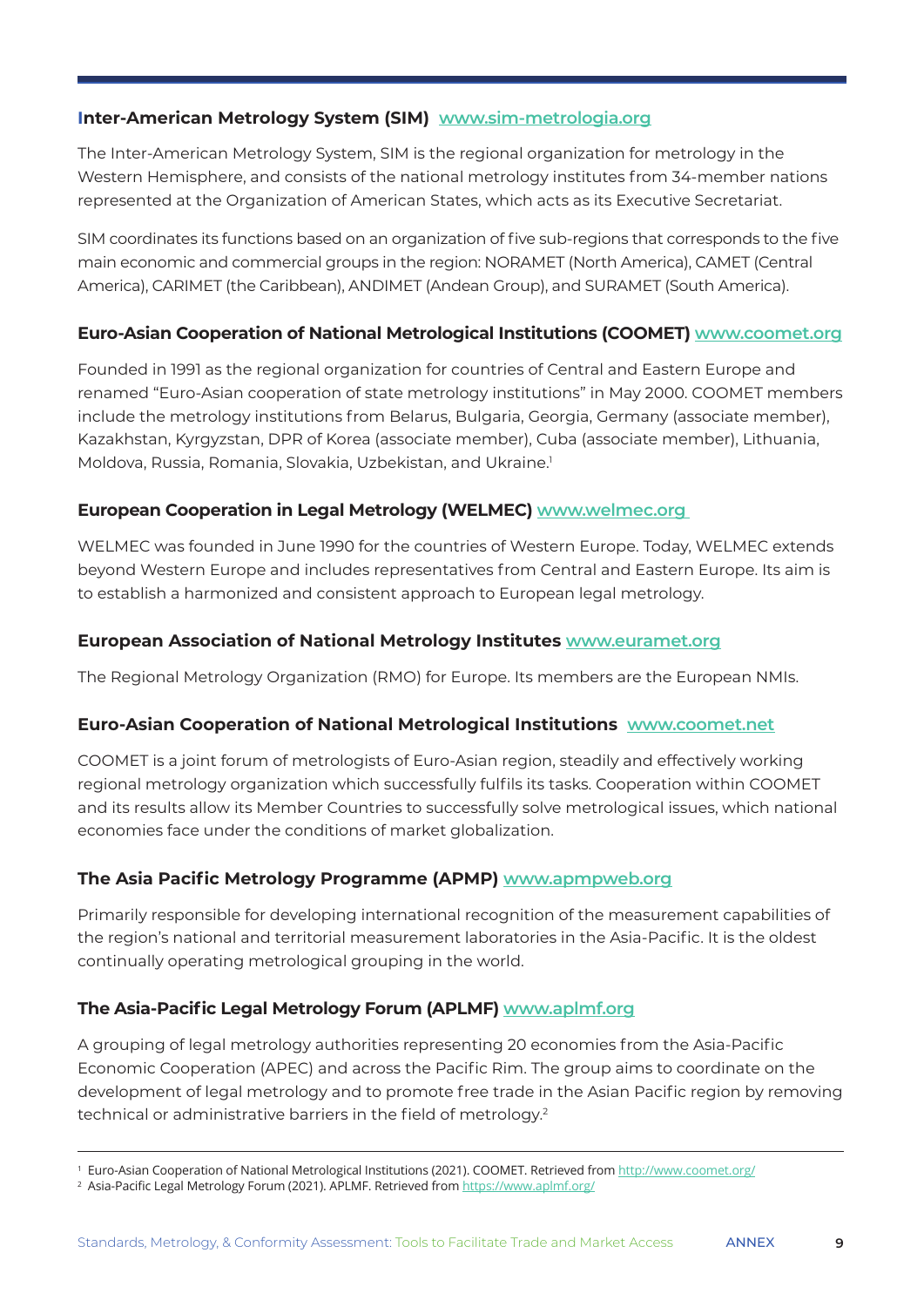### Inter-American Metrology System (SIM) www.sim-metrologia.org

The Inter-American Metrology System, SIM is the regional organization for metrology in the Western Hemisphere, and consists of the national metrology institutes from 34-member nations represented at the Organization of American States, which acts as its Executive Secretariat.

SIM coordinates its functions based on an organization of five sub-regions that corresponds to the five main economic and commercial groups in the region: NORAMET (North America), CAMET (Central America), CARIMET (the Caribbean), ANDIMET (Andean Group), and SURAMET (South America).

### Euro-Asian Cooperation of National Metrological Institutions (COOMET) www.coomet.org

Founded in 1991 as the regional organization for countries of Central and Eastern Europe and renamed "Euro-Asian cooperation of state metrology institutions" in May 2000. COOMET members include the metrology institutions from Belarus, Bulgaria, Georgia, Germany (associate member), Kazakhstan, Kyrgyzstan, DPR of Korea (associate member), Cuba (associate member), Lithuania, Moldova, Russia, Romania, Slovakia, Uzbekistan, and Ukraine.[1]

### European Cooperation in Legal Metrology (WELMEC) www.welmec.org

WELMEC was founded in June 1990 for the countries of Western Europe. Today, WELMEC extends beyond Western Europe and includes representatives from Central and Eastern Europe. Its aim is to establish a harmonized and consistent approach to European legal metrology.

### European Association of National Metrology Institutes www.euramet.org

The Regional Metrology Organization (RMO) for Europe. Its members are the European NMIs.

### Euro-Asian Cooperation of National Metrological Institutions www.coomet.net

COOMET is a joint forum of metrologists of Euro-Asian region, steadily and effectively working regional metrology organization which successfully fulfils its tasks. Cooperation within COOMET and its results allow its Member Countries to successfully solve metrological issues, which national economies face under the conditions of market globalization.

### The Asia Pacific Metrology Programme (APMP) www.apmpweb.org

Primarily responsible for developing international recognition of the measurement capabilities of the region's national and territorial measurement laboratories in the Asia-Pacific. It is the oldest continually operating metrological grouping in the world.

### The Asia-Pacific Legal Metrology Forum (APLMF) www.aplmf.org

A grouping of legal metrology authorities representing 20 economies from the Asia-Pacific Economic Cooperation (APEC) and across the Pacific Rim. The group aims to coordinate on the development of legal metrology and to promote free trade in the Asian Pacific region by removing technical or administrative barriers in the field of metrology.[2]

---

[1] Euro-Asian Cooperation of National Metrological Institutions (2021). COOMET. Retrieved from http://www.coomet.org/

[2] Asia-Pacific Legal Metrology Forum (2021). APLMF. Retrieved from https://www.aplmf.org/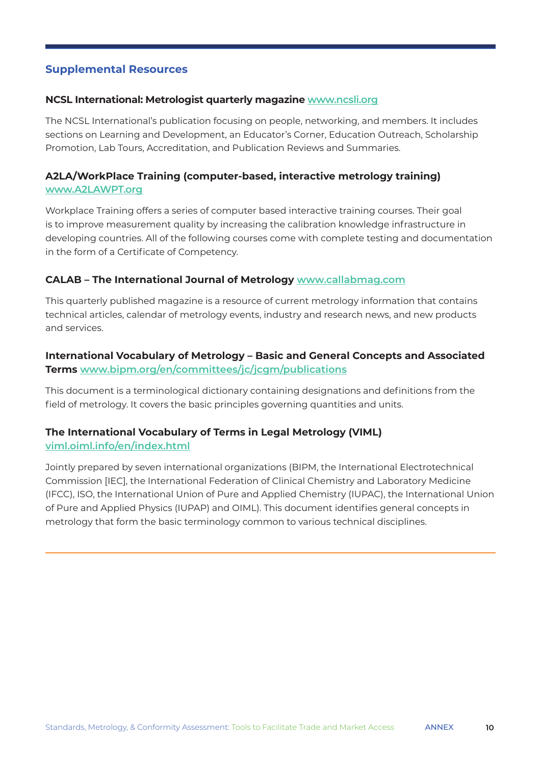## Supplemental Resources

**NCSL International: Metrologist quarterly magazine** www.ncsli.org

The NCSL International's publication focusing on people, networking, and members. It includes sections on Learning and Development, an Educator's Corner, Education Outreach, Scholarship Promotion, Lab Tours, Accreditation, and Publication Reviews and Summaries.

**A2LA/WorkPlace Training (computer-based, interactive metrology training)**
www.A2LAWPT.org

Workplace Training offers a series of computer based interactive training courses. Their goal is to improve measurement quality by increasing the calibration knowledge infrastructure in developing countries. All of the following courses come with complete testing and documentation in the form of a Certificate of Competency.

**CALAB – The International Journal of Metrology** www.callabmag.com

This quarterly published magazine is a resource of current metrology information that contains technical articles, calendar of metrology events, industry and research news, and new products and services.

**International Vocabulary of Metrology – Basic and General Concepts and Associated Terms** www.bipm.org/en/committees/jc/jcgm/publications

This document is a terminological dictionary containing designations and definitions from the field of metrology. It covers the basic principles governing quantities and units.

**The International Vocabulary of Terms in Legal Metrology (VIML)**
viml.oiml.info/en/index.html

Jointly prepared by seven international organizations (BIPM, the International Electrotechnical Commission [IEC], the International Federation of Clinical Chemistry and Laboratory Medicine (IFCC), ISO, the International Union of Pure and Applied Chemistry (IUPAC), the International Union of Pure and Applied Physics (IUPAP) and OIML). This document identifies general concepts in metrology that form the basic terminology common to various technical disciplines.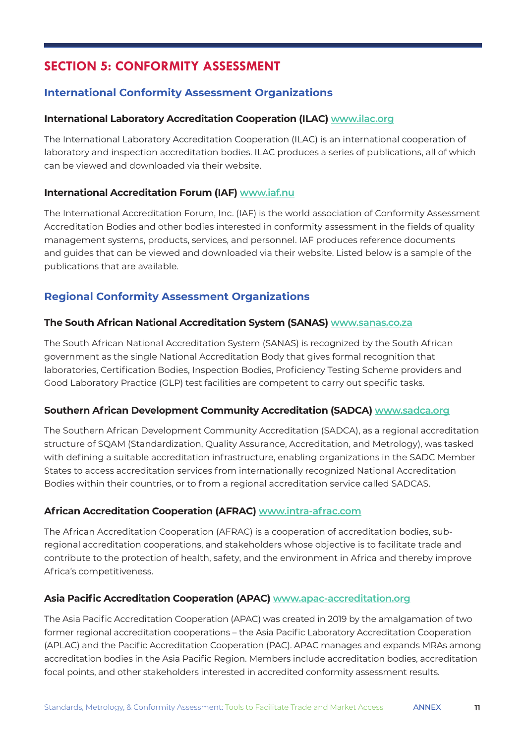## SECTION 5: CONFORMITY ASSESSMENT

### International Conformity Assessment Organizations

#### International Laboratory Accreditation Cooperation (ILAC) www.ilac.org

The International Laboratory Accreditation Cooperation (ILAC) is an international cooperation of laboratory and inspection accreditation bodies. ILAC produces a series of publications, all of which can be viewed and downloaded via their website.

#### International Accreditation Forum (IAF) www.iaf.nu

The International Accreditation Forum, Inc. (IAF) is the world association of Conformity Assessment Accreditation Bodies and other bodies interested in conformity assessment in the fields of quality management systems, products, services, and personnel. IAF produces reference documents and guides that can be viewed and downloaded via their website. Listed below is a sample of the publications that are available.

### Regional Conformity Assessment Organizations

#### The South African National Accreditation System (SANAS) www.sanas.co.za

The South African National Accreditation System (SANAS) is recognized by the South African government as the single National Accreditation Body that gives formal recognition that laboratories, Certification Bodies, Inspection Bodies, Proficiency Testing Scheme providers and Good Laboratory Practice (GLP) test facilities are competent to carry out specific tasks.

#### Southern African Development Community Accreditation (SADCA) www.sadca.org

The Southern African Development Community Accreditation (SADCA), as a regional accreditation structure of SQAM (Standardization, Quality Assurance, Accreditation, and Metrology), was tasked with defining a suitable accreditation infrastructure, enabling organizations in the SADC Member States to access accreditation services from internationally recognized National Accreditation Bodies within their countries, or to from a regional accreditation service called SADCAS.

#### African Accreditation Cooperation (AFRAC) www.intra-afrac.com

The African Accreditation Cooperation (AFRAC) is a cooperation of accreditation bodies, sub-regional accreditation cooperations, and stakeholders whose objective is to facilitate trade and contribute to the protection of health, safety, and the environment in Africa and thereby improve Africa's competitiveness.

#### Asia Pacific Accreditation Cooperation (APAC) www.apac-accreditation.org

The Asia Pacific Accreditation Cooperation (APAC) was created in 2019 by the amalgamation of two former regional accreditation cooperations – the Asia Pacific Laboratory Accreditation Cooperation (APLAC) and the Pacific Accreditation Cooperation (PAC). APAC manages and expands MRAs among accreditation bodies in the Asia Pacific Region. Members include accreditation bodies, accreditation focal points, and other stakeholders interested in accredited conformity assessment results.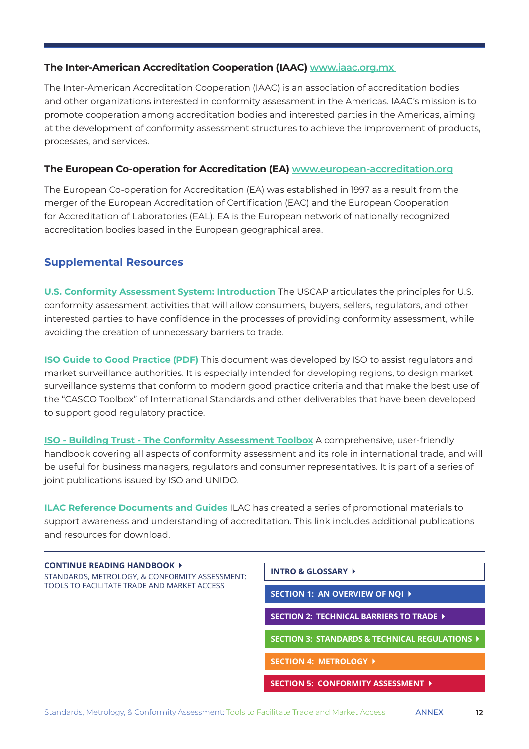**The Inter-American Accreditation Cooperation (IAAC)** www.iaac.org.mx

The Inter-American Accreditation Cooperation (IAAC) is an association of accreditation bodies and other organizations interested in conformity assessment in the Americas. IAAC's mission is to promote cooperation among accreditation bodies and interested parties in the Americas, aiming at the development of conformity assessment structures to achieve the improvement of products, processes, and services.

**The European Co-operation for Accreditation (EA)** www.european-accreditation.org

The European Co-operation for Accreditation (EA) was established in 1997 as a result from the merger of the European Accreditation of Certification (EAC) and the European Cooperation for Accreditation of Laboratories (EAL). EA is the European network of nationally recognized accreditation bodies based in the European geographical area.

## Supplemental Resources

**U.S. Conformity Assessment System: Introduction** The USCAP articulates the principles for U.S. conformity assessment activities that will allow consumers, buyers, sellers, regulators, and other interested parties to have confidence in the processes of providing conformity assessment, while avoiding the creation of unnecessary barriers to trade.

**ISO Guide to Good Practice (PDF)** This document was developed by ISO to assist regulators and market surveillance authorities. It is especially intended for developing regions, to design market surveillance systems that conform to modern good practice criteria and that make the best use of the "CASCO Toolbox" of International Standards and other deliverables that have been developed to support good regulatory practice.

**ISO - Building Trust - The Conformity Assessment Toolbox** A comprehensive, user-friendly handbook covering all aspects of conformity assessment and its role in international trade, and will be useful for business managers, regulators and consumer representatives. It is part of a series of joint publications issued by ISO and UNIDO.

**ILAC Reference Documents and Guides** ILAC has created a series of promotional materials to support awareness and understanding of accreditation. This link includes additional publications and resources for download.

**CONTINUE READING HANDBOOK**
STANDARDS, METROLOGY, & CONFORMITY ASSESSMENT: TOOLS TO FACILITATE TRADE AND MARKET ACCESS

- INTRO & GLOSSARY
- SECTION 1: AN OVERVIEW OF NQI
- SECTION 2: TECHNICAL BARRIERS TO TRADE
- SECTION 3: STANDARDS & TECHNICAL REGULATIONS
- SECTION 4: METROLOGY
- SECTION 5: CONFORMITY ASSESSMENT